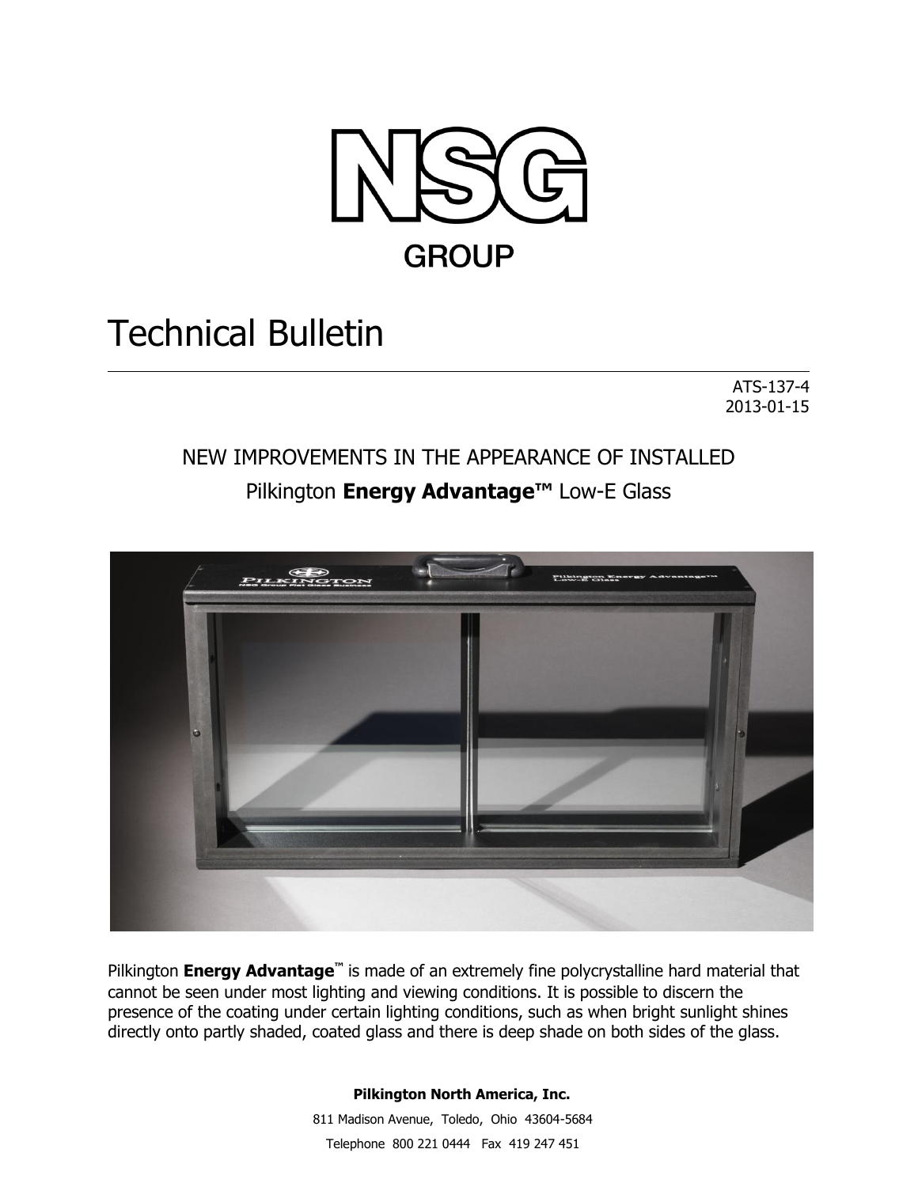NSG GROUP

# Technical Bulletin

ATS-137-4
2013-01-15

## NEW IMPROVEMENTS IN THE APPEARANCE OF INSTALLED Pilkington **Energy Advantage™** Low-E Glass

Pilkington **Energy Advantage™** is made of an extremely fine polycrystalline hard material that cannot be seen under most lighting and viewing conditions. It is possible to discern the presence of the coating under certain lighting conditions, such as when bright sunlight shines directly onto partly shaded, coated glass and there is deep shade on both sides of the glass.

**Pilkington North America, Inc.**
811 Madison Avenue, Toledo, Ohio 43604-5684
Telephone 800 221 0444 Fax 419 247 451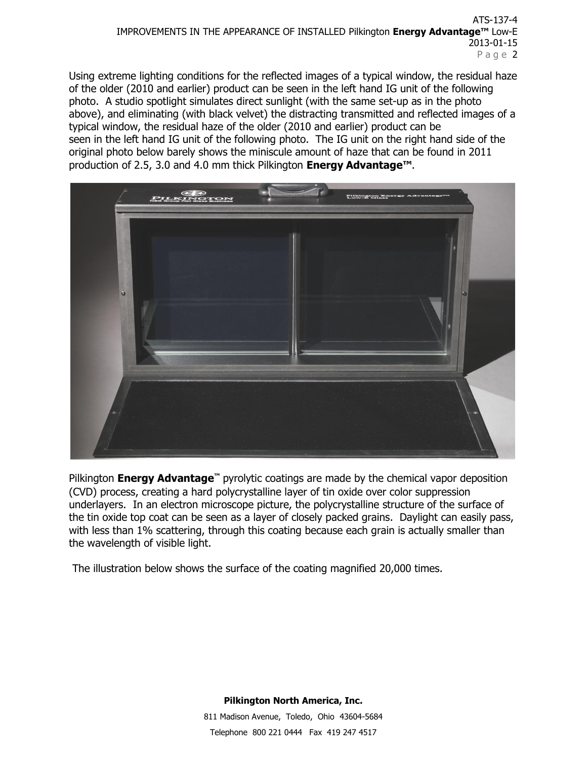Using extreme lighting conditions for the reflected images of a typical window, the residual haze of the older (2010 and earlier) product can be seen in the left hand IG unit of the following photo. A studio spotlight simulates direct sunlight (with the same set-up as in the photo above), and eliminating (with black velvet) the distracting transmitted and reflected images of a typical window, the residual haze of the older (2010 and earlier) product can be seen in the left hand IG unit of the following photo. The IG unit on the right hand side of the original photo below barely shows the miniscule amount of haze that can be found in 2011 production of 2.5, 3.0 and 4.0 mm thick Pilkington **Energy Advantage™**.

Pilkington **Energy Advantage™** pyrolytic coatings are made by the chemical vapor deposition (CVD) process, creating a hard polycrystalline layer of tin oxide over color suppression underlayers. In an electron microscope picture, the polycrystalline structure of the surface of the tin oxide top coat can be seen as a layer of closely packed grains. Daylight can easily pass, with less than 1% scattering, through this coating because each grain is actually smaller than the wavelength of visible light.

The illustration below shows the surface of the coating magnified 20,000 times.

**Pilkington North America, Inc.**

811 Madison Avenue, Toledo, Ohio 43604-5684

Telephone 800 221 0444 Fax 419 247 4517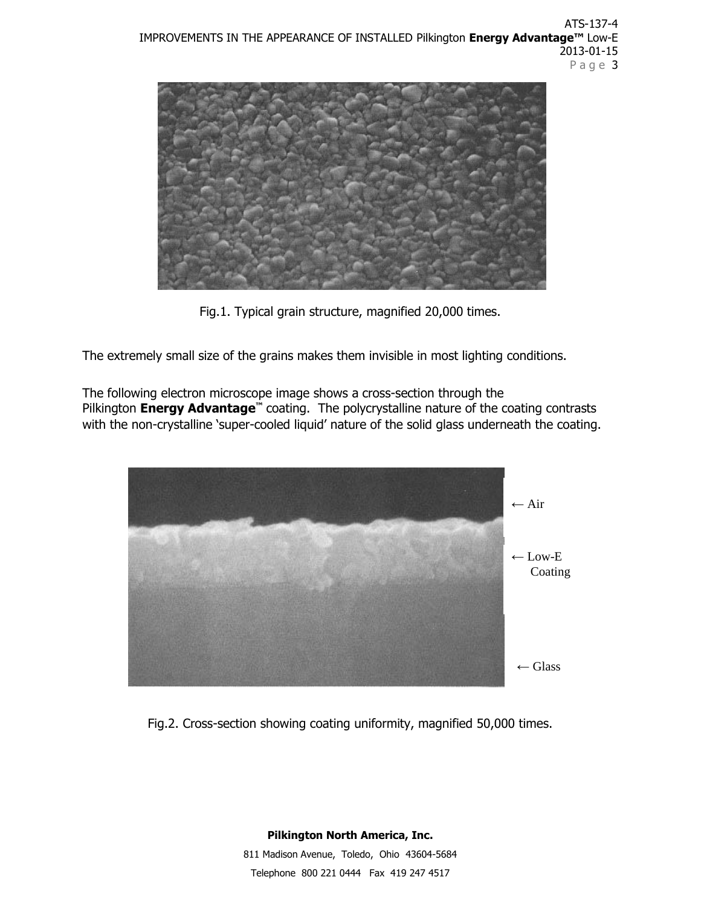Fig.1. Typical grain structure, magnified 20,000 times.

The extremely small size of the grains makes them invisible in most lighting conditions.

The following electron microscope image shows a cross-section through the Pilkington **Energy Advantage**™ coating. The polycrystalline nature of the coating contrasts with the non-crystalline 'super-cooled liquid' nature of the solid glass underneath the coating.

← Air

← Low-E Coating

← Glass

Fig.2. Cross-section showing coating uniformity, magnified 50,000 times.

**Pilkington North America, Inc.**

811 Madison Avenue, Toledo, Ohio 43604-5684

Telephone 800 221 0444 Fax 419 247 4517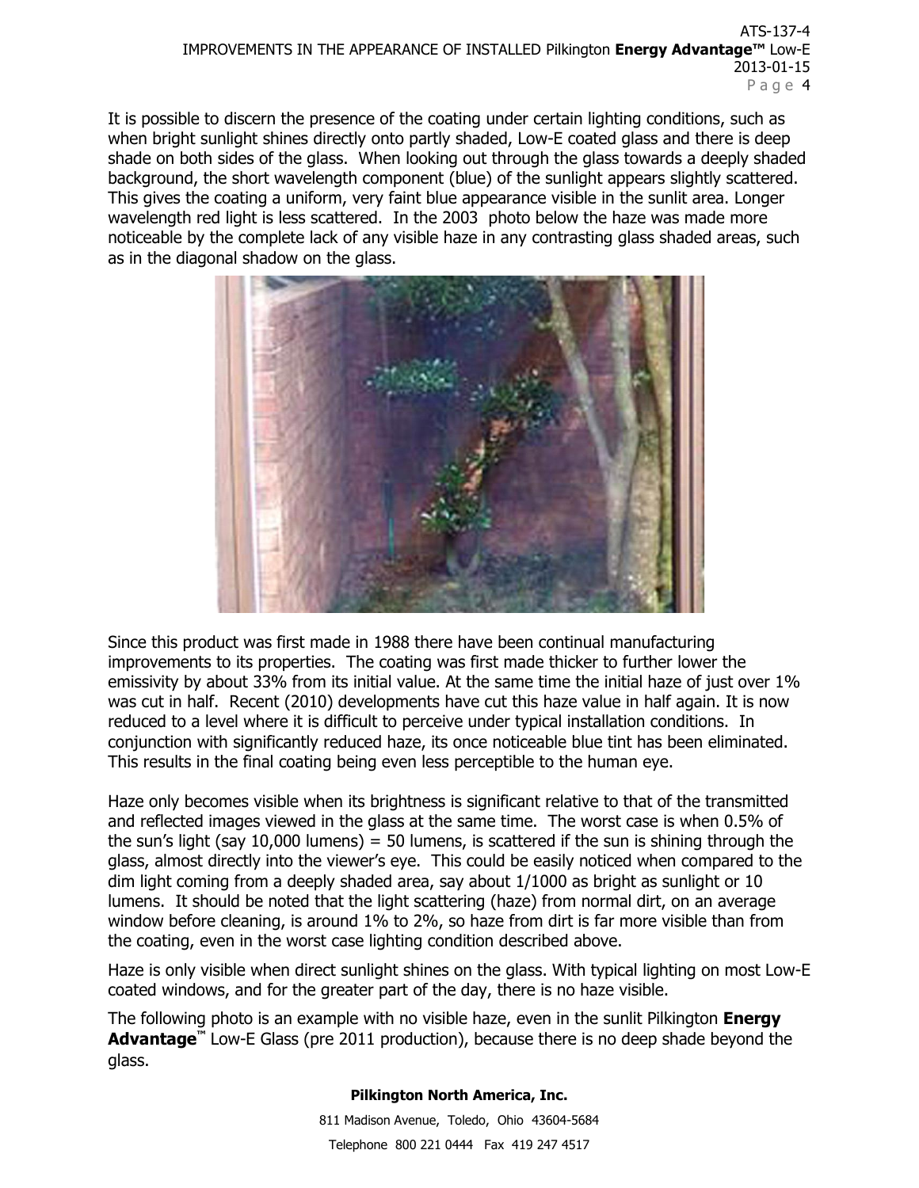It is possible to discern the presence of the coating under certain lighting conditions, such as when bright sunlight shines directly onto partly shaded, Low-E coated glass and there is deep shade on both sides of the glass. When looking out through the glass towards a deeply shaded background, the short wavelength component (blue) of the sunlight appears slightly scattered. This gives the coating a uniform, very faint blue appearance visible in the sunlit area. Longer wavelength red light is less scattered. In the 2003 photo below the haze was made more noticeable by the complete lack of any visible haze in any contrasting glass shaded areas, such as in the diagonal shadow on the glass.

Since this product was first made in 1988 there have been continual manufacturing improvements to its properties. The coating was first made thicker to further lower the emissivity by about 33% from its initial value. At the same time the initial haze of just over 1% was cut in half. Recent (2010) developments have cut this haze value in half again. It is now reduced to a level where it is difficult to perceive under typical installation conditions. In conjunction with significantly reduced haze, its once noticeable blue tint has been eliminated. This results in the final coating being even less perceptible to the human eye.

Haze only becomes visible when its brightness is significant relative to that of the transmitted and reflected images viewed in the glass at the same time. The worst case is when 0.5% of the sun's light (say 10,000 lumens) = 50 lumens, is scattered if the sun is shining through the glass, almost directly into the viewer's eye. This could be easily noticed when compared to the dim light coming from a deeply shaded area, say about 1/1000 as bright as sunlight or 10 lumens. It should be noted that the light scattering (haze) from normal dirt, on an average window before cleaning, is around 1% to 2%, so haze from dirt is far more visible than from the coating, even in the worst case lighting condition described above.

Haze is only visible when direct sunlight shines on the glass. With typical lighting on most Low-E coated windows, and for the greater part of the day, there is no haze visible.

The following photo is an example with no visible haze, even in the sunlit Pilkington **Energy Advantage™** Low-E Glass (pre 2011 production), because there is no deep shade beyond the glass.

**Pilkington North America, Inc.**

811 Madison Avenue, Toledo, Ohio 43604-5684

Telephone 800 221 0444 Fax 419 247 4517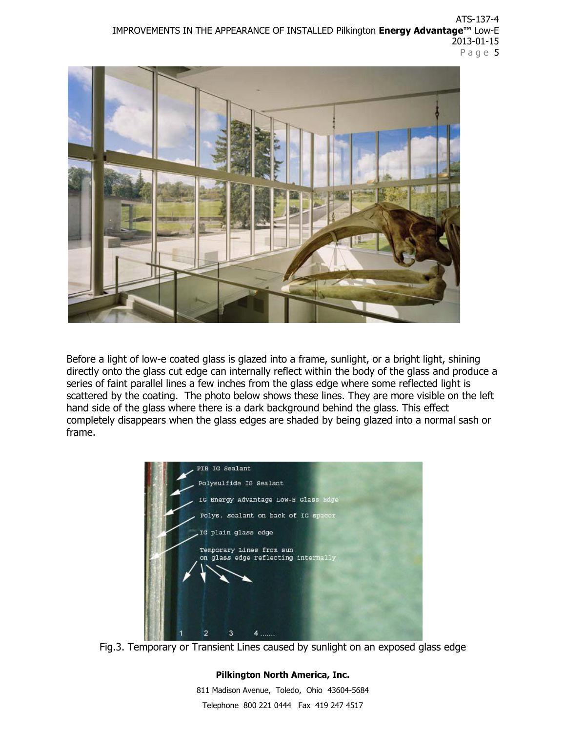Before a light of low-e coated glass is glazed into a frame, sunlight, or a bright light, shining directly onto the glass cut edge can internally reflect within the body of the glass and produce a series of faint parallel lines a few inches from the glass edge where some reflected light is scattered by the coating. The photo below shows these lines. They are more visible on the left hand side of the glass where there is a dark background behind the glass. This effect completely disappears when the glass edges are shaded by being glazed into a normal sash or frame.

Fig.3. Temporary or Transient Lines caused by sunlight on an exposed glass edge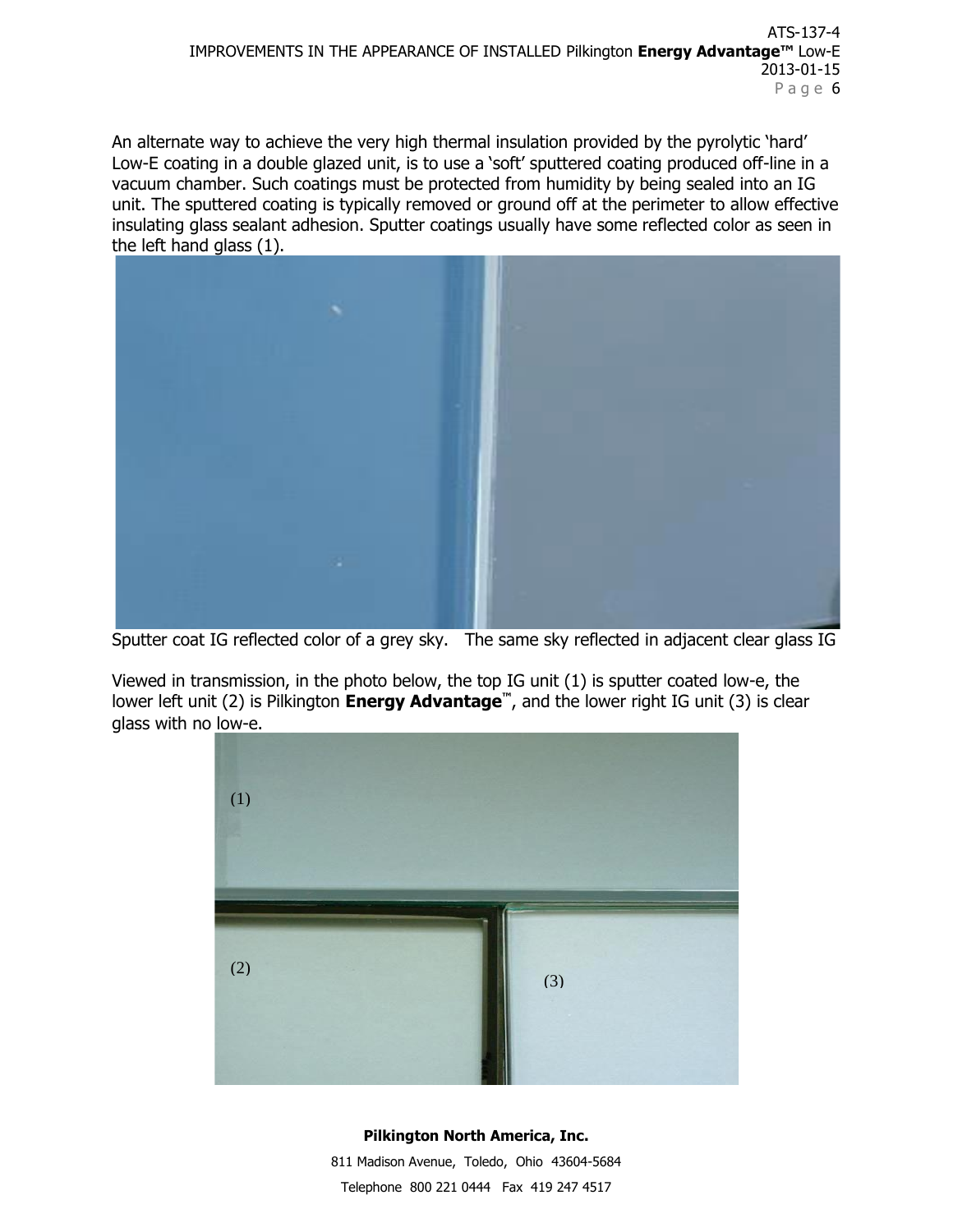An alternate way to achieve the very high thermal insulation provided by the pyrolytic 'hard' Low-E coating in a double glazed unit, is to use a 'soft' sputtered coating produced off-line in a vacuum chamber. Such coatings must be protected from humidity by being sealed into an IG unit. The sputtered coating is typically removed or ground off at the perimeter to allow effective insulating glass sealant adhesion. Sputter coatings usually have some reflected color as seen in the left hand glass (1).

Sputter coat IG reflected color of a grey sky.   The same sky reflected in adjacent clear glass IG

Viewed in transmission, in the photo below, the top IG unit (1) is sputter coated low-e, the lower left unit (2) is Pilkington **Energy Advantage**™, and the lower right IG unit (3) is clear glass with no low-e.

(1)

(2)

(3)

**Pilkington North America, Inc.**

811 Madison Avenue, Toledo, Ohio 43604-5684

Telephone 800 221 0444 Fax 419 247 4517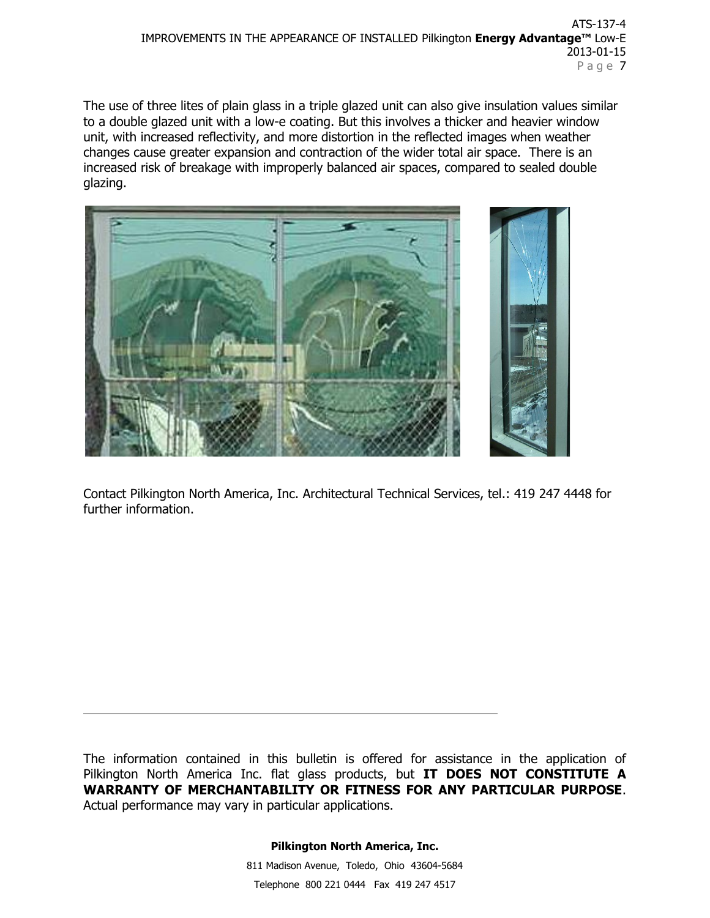The use of three lites of plain glass in a triple glazed unit can also give insulation values similar to a double glazed unit with a low-e coating. But this involves a thicker and heavier window unit, with increased reflectivity, and more distortion in the reflected images when weather changes cause greater expansion and contraction of the wider total air space. There is an increased risk of breakage with improperly balanced air spaces, compared to sealed double glazing.

Contact Pilkington North America, Inc. Architectural Technical Services, tel.: 419 247 4448 for further information.

---

The information contained in this bulletin is offered for assistance in the application of Pilkington North America Inc. flat glass products, but **IT DOES NOT CONSTITUTE A WARRANTY OF MERCHANTABILITY OR FITNESS FOR ANY PARTICULAR PURPOSE**. Actual performance may vary in particular applications.

**Pilkington North America, Inc.**

811 Madison Avenue, Toledo, Ohio 43604-5684

Telephone 800 221 0444 Fax 419 247 4517